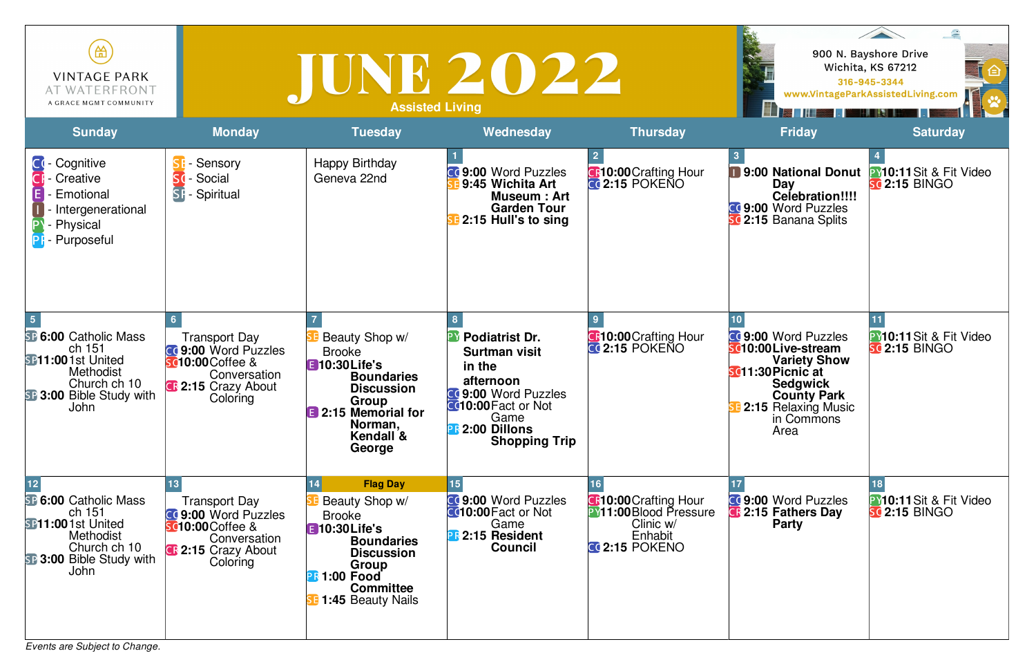VINTAGE PARK AT WATERFRONT
A GRACE MGMT COMMUNITY

# JUNE 2022

Assisted Living

900 N. Bayshore Drive
Wichita, KS 67212
316-945-3344
www.VintageParkAssistedLiving.com

| Sunday | Monday | Tuesday | Wednesday | Thursday | Friday | Saturday |
|---|---|---|---|---|---|---|
| CG - Cognitive<br>CR - Creative<br>E - Emotional<br>I - Intergenerational<br>PY - Physical<br>PR - Purposeful | SE - Sensory<br>SO - Social<br>SP - Spiritual | Happy Birthday Geneva 22nd | **1**<br>CG **9:00** Word Puzzles<br>SE **9:45 Wichita Art Museum : Art Garden Tour**<br>SE **2:15 Hull's to sing** | **2**<br>CR **10:00** Crafting Hour<br>CG **2:15** POKENO | **3**<br>I **9:00 National Donut Day Celebration!!!!**<br>CG **9:00** Word Puzzles<br>SO **2:15** Banana Splits | **4**<br>PY **10:11** Sit & Fit Video<br>SO **2:15** BINGO |
| **5**<br>SP **6:00** Catholic Mass ch 151<br>SP **11:00** 1st United Methodist Church ch 10<br>SP **3:00** Bible Study with John | **6**<br>Transport Day<br>CG **9:00** Word Puzzles<br>SO **10:00** Coffee & Conversation<br>CR **2:15** Crazy About Coloring | **7**<br>SE Beauty Shop w/ Brooke<br>E **10:30 Life's Boundaries Discussion Group**<br>E **2:15 Memorial for Norman, Kendall & George** | **8**<br>PY **Podiatrist Dr. Surtman visit in the afternoon**<br>CG **9:00** Word Puzzles<br>CG **10:00** Fact or Not Game<br>PR **2:00 Dillons Shopping Trip** | **9**<br>CR **10:00** Crafting Hour<br>CG **2:15** POKENO | **10**<br>CG **9:00** Word Puzzles<br>SO **10:00 Live-stream Variety Show**<br>SO **11:30 Picnic at Sedgwick County Park**<br>SE **2:15** Relaxing Music in Commons Area | **11**<br>PY **10:11** Sit & Fit Video<br>SO **2:15** BINGO |
| **12**<br>SP **6:00** Catholic Mass ch 151<br>SP **11:00** 1st United Methodist Church ch 10<br>SP **3:00** Bible Study with John | **13**<br>Transport Day<br>CG **9:00** Word Puzzles<br>SO **10:00** Coffee & Conversation<br>CR **2:15** Crazy About Coloring | **14** **Flag Day**<br>SE Beauty Shop w/ Brooke<br>E **10:30 Life's Boundaries Discussion Group**<br>PR **1:00 Food Committee**<br>SE **1:45** Beauty Nails | **15**<br>CG **9:00** Word Puzzles<br>CG **10:00** Fact or Not Game<br>PR **2:15 Resident Council** | **16**<br>CR **10:00** Crafting Hour<br>PY **11:00** Blood Pressure Clinic w/ Enhabit<br>CG **2:15** POKENO | **17**<br>CG **9:00** Word Puzzles<br>CR **2:15 Fathers Day Party** | **18**<br>PY **10:11** Sit & Fit Video<br>SO **2:15** BINGO |

*Events are Subject to Change.*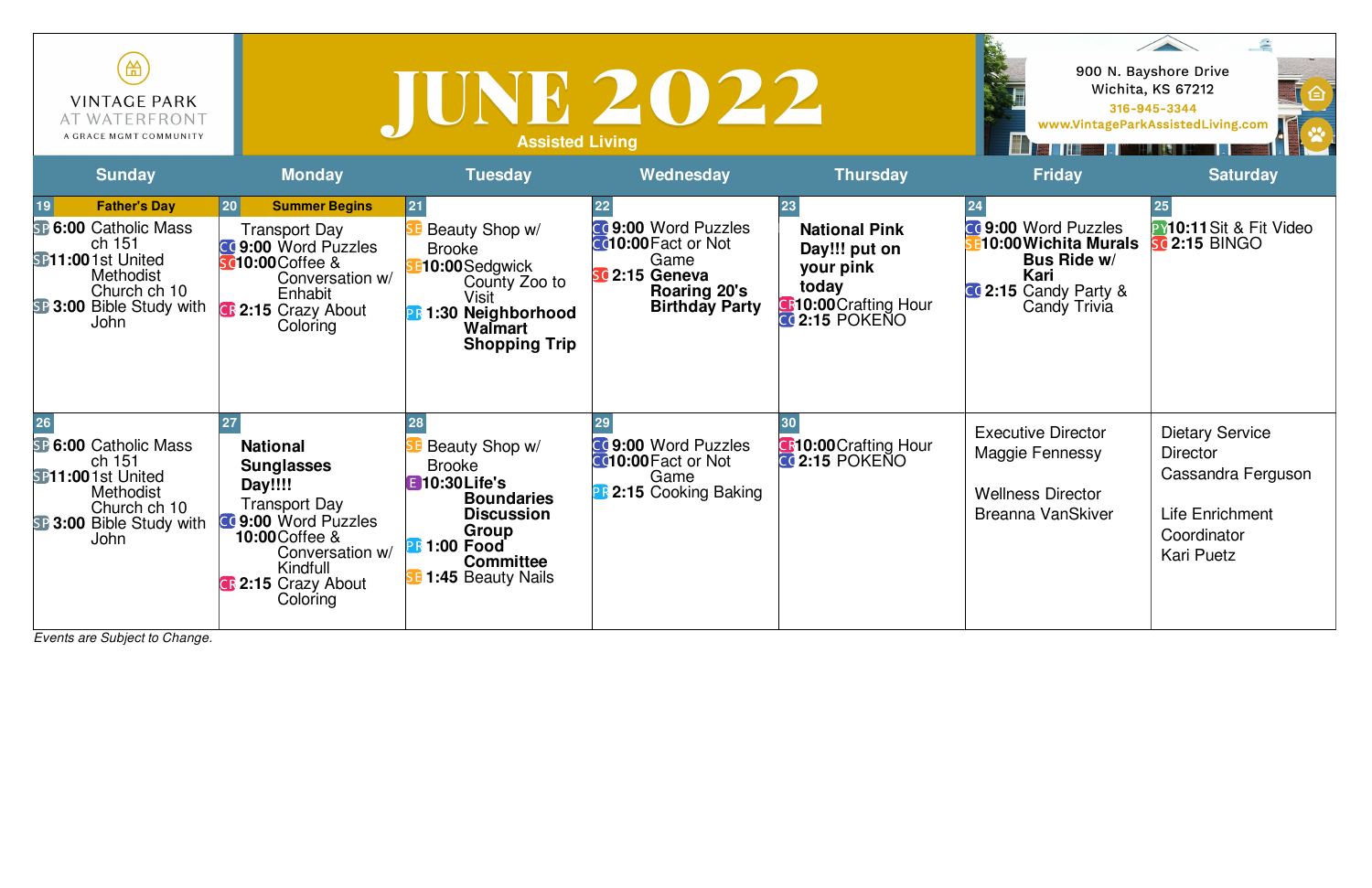# JUNE 2022

VINTAGE PARK AT WATERFRONT
A GRACE MGMT COMMUNITY

Assisted Living

900 N. Bayshore Drive
Wichita, KS 67212
316-945-3344
www.VintageParkAssistedLiving.com

| Sunday | Monday | Tuesday | Wednesday | Thursday | Friday | Saturday |
|---|---|---|---|---|---|---|
| 19 **Father's Day**<br>SP **6:00** Catholic Mass ch 151<br>SP **11:00** 1st United Methodist Church ch 10<br>SP **3:00** Bible Study with John | 20 **Summer Begins**<br>Transport Day<br>CO **9:00** Word Puzzles<br>SO **10:00** Coffee & Conversation w/ Enhabit<br>CR **2:15** Crazy About Coloring | 21<br>SE Beauty Shop w/ Brooke<br>SE **10:00** Sedgwick County Zoo to Visit<br>PR **1:30 Neighborhood Walmart Shopping Trip** | 22<br>CO **9:00** Word Puzzles<br>CO **10:00** Fact or Not Game<br>SO **2:15 Geneva Roaring 20's Birthday Party** | 23<br>**National Pink Day!!! put on your pink today**<br>CR **10:00** Crafting Hour<br>CO **2:15** POKENO | 24<br>CO **9:00** Word Puzzles<br>SE **10:00 Wichita Murals Bus Ride w/ Kari**<br>CO **2:15** Candy Party & Candy Trivia | 25<br>PY **10:11** Sit & Fit Video<br>SO **2:15** BINGO |
| 26<br>SP **6:00** Catholic Mass ch 151<br>SP **11:00** 1st United Methodist Church ch 10<br>SP **3:00** Bible Study with John | 27<br>**National Sunglasses Day!!!!**<br>Transport Day<br>CO **9:00** Word Puzzles<br>**10:00** Coffee & Conversation w/ Kindfull<br>CR **2:15** Crazy About Coloring | 28<br>SE Beauty Shop w/ Brooke<br>E **10:30 Life's Boundaries Discussion Group**<br>PR **1:00 Food Committee**<br>SE **1:45** Beauty Nails | 29<br>CO **9:00** Word Puzzles<br>CO **10:00** Fact or Not Game<br>PR **2:15** Cooking Baking | 30<br>CR **10:00** Crafting Hour<br>CO **2:15** POKENO | Executive Director<br>Maggie Fennessy<br><br>Wellness Director<br>Breanna VanSkiver | Dietary Service Director<br>Cassandra Ferguson<br><br>Life Enrichment Coordinator<br>Kari Puetz |

*Events are Subject to Change.*